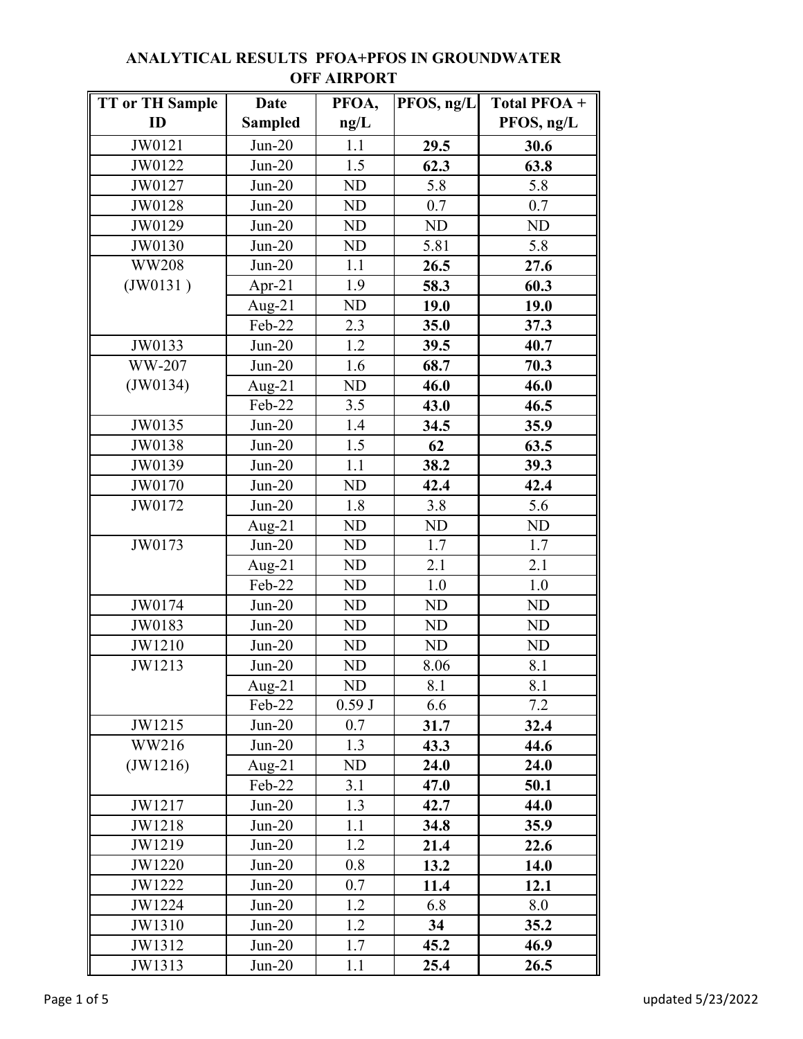# ANALYTICAL RESULTS PFOA+PFOS IN GROUNDWATER OFF AIRPORT

| TT or TH Sample ID | Date Sampled | PFOA, ng/L | PFOS, ng/L | Total PFOA + PFOS, ng/L |
|---|---|---|---|---|
| JW0121 | Jun-20 | 1.1 | **29.5** | **30.6** |
| JW0122 | Jun-20 | 1.5 | **62.3** | **63.8** |
| JW0127 | Jun-20 | ND | 5.8 | 5.8 |
| JW0128 | Jun-20 | ND | 0.7 | 0.7 |
| JW0129 | Jun-20 | ND | ND | ND |
| JW0130 | Jun-20 | ND | 5.81 | 5.8 |
| WW208 | Jun-20 | 1.1 | **26.5** | **27.6** |
| (JW0131 ) | Apr-21 | 1.9 | **58.3** | **60.3** |
| | Aug-21 | ND | **19.0** | **19.0** |
| | Feb-22 | 2.3 | **35.0** | **37.3** |
| JW0133 | Jun-20 | 1.2 | **39.5** | **40.7** |
| WW-207 | Jun-20 | 1.6 | **68.7** | **70.3** |
| (JW0134) | Aug-21 | ND | **46.0** | **46.0** |
| | Feb-22 | 3.5 | **43.0** | **46.5** |
| JW0135 | Jun-20 | 1.4 | **34.5** | **35.9** |
| JW0138 | Jun-20 | 1.5 | **62** | **63.5** |
| JW0139 | Jun-20 | 1.1 | **38.2** | **39.3** |
| JW0170 | Jun-20 | ND | **42.4** | **42.4** |
| JW0172 | Jun-20 | 1.8 | 3.8 | 5.6 |
| | Aug-21 | ND | ND | ND |
| JW0173 | Jun-20 | ND | 1.7 | 1.7 |
| | Aug-21 | ND | 2.1 | 2.1 |
| | Feb-22 | ND | 1.0 | 1.0 |
| JW0174 | Jun-20 | ND | ND | ND |
| JW0183 | Jun-20 | ND | ND | ND |
| JW1210 | Jun-20 | ND | ND | ND |
| JW1213 | Jun-20 | ND | 8.06 | 8.1 |
| | Aug-21 | ND | 8.1 | 8.1 |
| | Feb-22 | 0.59 J | 6.6 | 7.2 |
| JW1215 | Jun-20 | 0.7 | **31.7** | **32.4** |
| WW216 | Jun-20 | 1.3 | **43.3** | **44.6** |
| (JW1216) | Aug-21 | ND | **24.0** | **24.0** |
| | Feb-22 | 3.1 | **47.0** | **50.1** |
| JW1217 | Jun-20 | 1.3 | **42.7** | **44.0** |
| JW1218 | Jun-20 | 1.1 | **34.8** | **35.9** |
| JW1219 | Jun-20 | 1.2 | **21.4** | **22.6** |
| JW1220 | Jun-20 | 0.8 | **13.2** | **14.0** |
| JW1222 | Jun-20 | 0.7 | **11.4** | **12.1** |
| JW1224 | Jun-20 | 1.2 | 6.8 | 8.0 |
| JW1310 | Jun-20 | 1.2 | **34** | **35.2** |
| JW1312 | Jun-20 | 1.7 | **45.2** | **46.9** |
| JW1313 | Jun-20 | 1.1 | **25.4** | **26.5** |

updated 5/23/2022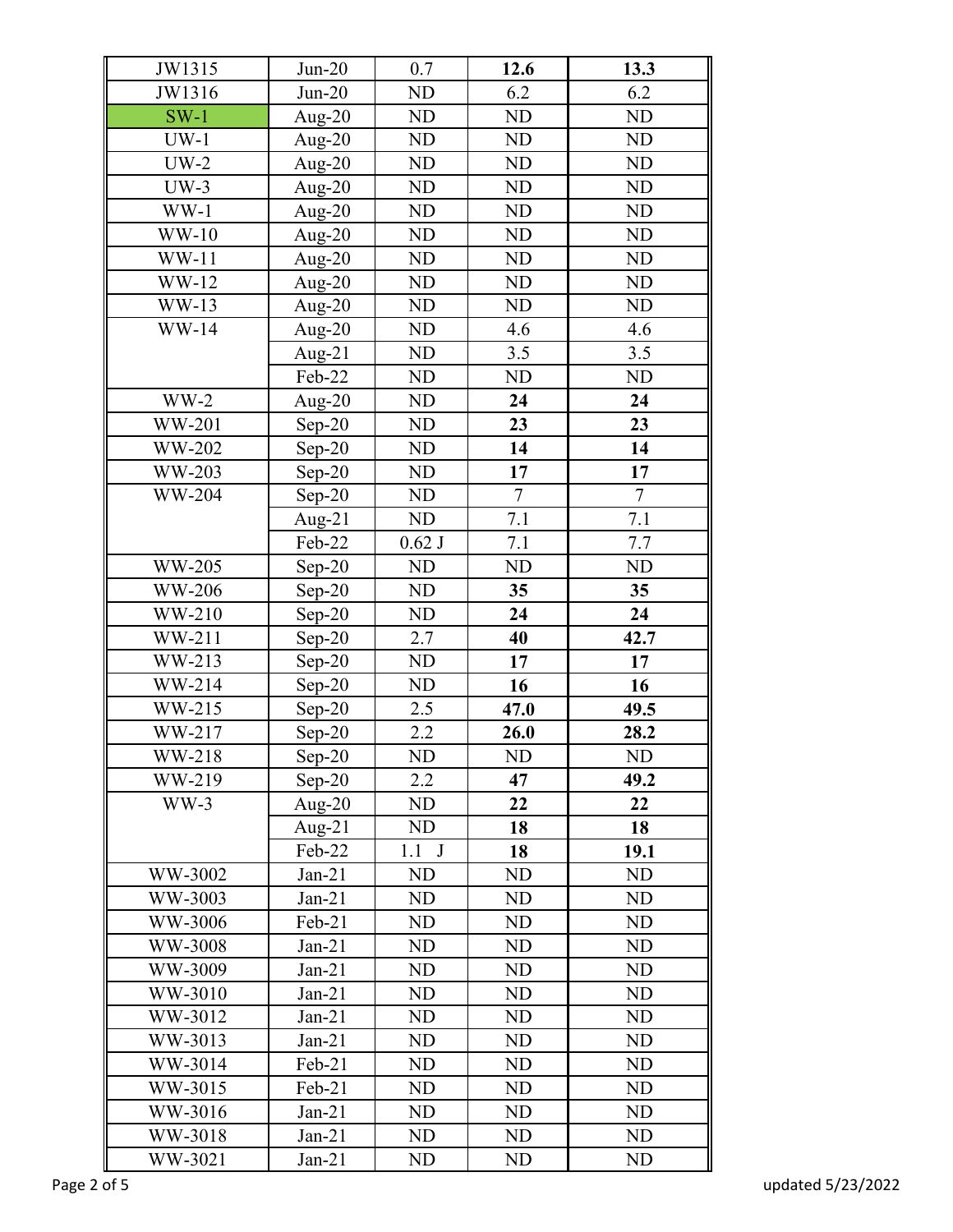| | | | | |
|---|---|---|---|---|
| JW1315 | Jun-20 | 0.7 | **12.6** | **13.3** |
| JW1316 | Jun-20 | ND | 6.2 | 6.2 |
| SW-1 | Aug-20 | ND | ND | ND |
| UW-1 | Aug-20 | ND | ND | ND |
| UW-2 | Aug-20 | ND | ND | ND |
| UW-3 | Aug-20 | ND | ND | ND |
| WW-1 | Aug-20 | ND | ND | ND |
| WW-10 | Aug-20 | ND | ND | ND |
| WW-11 | Aug-20 | ND | ND | ND |
| WW-12 | Aug-20 | ND | ND | ND |
| WW-13 | Aug-20 | ND | ND | ND |
| WW-14 | Aug-20 | ND | 4.6 | 4.6 |
| | Aug-21 | ND | 3.5 | 3.5 |
| | Feb-22 | ND | ND | ND |
| WW-2 | Aug-20 | ND | **24** | **24** |
| WW-201 | Sep-20 | ND | **23** | **23** |
| WW-202 | Sep-20 | ND | **14** | **14** |
| WW-203 | Sep-20 | ND | **17** | **17** |
| WW-204 | Sep-20 | ND | 7 | 7 |
| | Aug-21 | ND | 7.1 | 7.1 |
| | Feb-22 | 0.62 J | 7.1 | 7.7 |
| WW-205 | Sep-20 | ND | ND | ND |
| WW-206 | Sep-20 | ND | **35** | **35** |
| WW-210 | Sep-20 | ND | **24** | **24** |
| WW-211 | Sep-20 | 2.7 | **40** | **42.7** |
| WW-213 | Sep-20 | ND | **17** | **17** |
| WW-214 | Sep-20 | ND | **16** | **16** |
| WW-215 | Sep-20 | 2.5 | **47.0** | **49.5** |
| WW-217 | Sep-20 | 2.2 | **26.0** | **28.2** |
| WW-218 | Sep-20 | ND | ND | ND |
| WW-219 | Sep-20 | 2.2 | **47** | **49.2** |
| WW-3 | Aug-20 | ND | **22** | **22** |
| | Aug-21 | ND | **18** | **18** |
| | Feb-22 | 1.1 J | **18** | **19.1** |
| WW-3002 | Jan-21 | ND | ND | ND |
| WW-3003 | Jan-21 | ND | ND | ND |
| WW-3006 | Feb-21 | ND | ND | ND |
| WW-3008 | Jan-21 | ND | ND | ND |
| WW-3009 | Jan-21 | ND | ND | ND |
| WW-3010 | Jan-21 | ND | ND | ND |
| WW-3012 | Jan-21 | ND | ND | ND |
| WW-3013 | Jan-21 | ND | ND | ND |
| WW-3014 | Feb-21 | ND | ND | ND |
| WW-3015 | Feb-21 | ND | ND | ND |
| WW-3016 | Jan-21 | ND | ND | ND |
| WW-3018 | Jan-21 | ND | ND | ND |
| WW-3021 | Jan-21 | ND | ND | ND |

updated 5/23/2022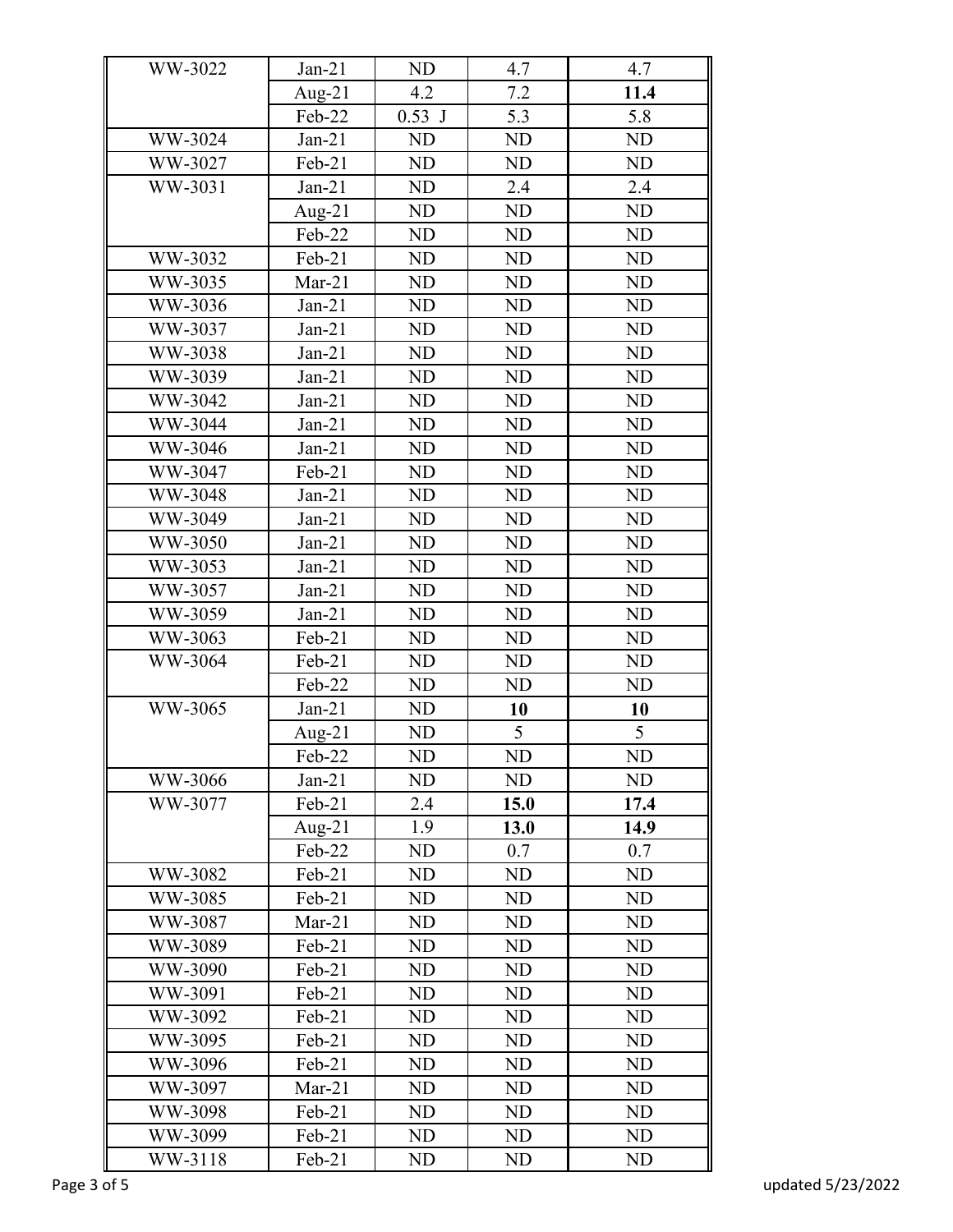| | | | | |
|---|---|---|---|---|
| WW-3022 | Jan-21 | ND | 4.7 | 4.7 |
| | Aug-21 | 4.2 | 7.2 | **11.4** |
| | Feb-22 | 0.53 J | 5.3 | 5.8 |
| WW-3024 | Jan-21 | ND | ND | ND |
| WW-3027 | Feb-21 | ND | ND | ND |
| WW-3031 | Jan-21 | ND | 2.4 | 2.4 |
| | Aug-21 | ND | ND | ND |
| | Feb-22 | ND | ND | ND |
| WW-3032 | Feb-21 | ND | ND | ND |
| WW-3035 | Mar-21 | ND | ND | ND |
| WW-3036 | Jan-21 | ND | ND | ND |
| WW-3037 | Jan-21 | ND | ND | ND |
| WW-3038 | Jan-21 | ND | ND | ND |
| WW-3039 | Jan-21 | ND | ND | ND |
| WW-3042 | Jan-21 | ND | ND | ND |
| WW-3044 | Jan-21 | ND | ND | ND |
| WW-3046 | Jan-21 | ND | ND | ND |
| WW-3047 | Feb-21 | ND | ND | ND |
| WW-3048 | Jan-21 | ND | ND | ND |
| WW-3049 | Jan-21 | ND | ND | ND |
| WW-3050 | Jan-21 | ND | ND | ND |
| WW-3053 | Jan-21 | ND | ND | ND |
| WW-3057 | Jan-21 | ND | ND | ND |
| WW-3059 | Jan-21 | ND | ND | ND |
| WW-3063 | Feb-21 | ND | ND | ND |
| WW-3064 | Feb-21 | ND | ND | ND |
| | Feb-22 | ND | ND | ND |
| WW-3065 | Jan-21 | ND | **10** | **10** |
| | Aug-21 | ND | 5 | 5 |
| | Feb-22 | ND | ND | ND |
| WW-3066 | Jan-21 | ND | ND | ND |
| WW-3077 | Feb-21 | 2.4 | **15.0** | **17.4** |
| | Aug-21 | 1.9 | **13.0** | **14.9** |
| | Feb-22 | ND | 0.7 | 0.7 |
| WW-3082 | Feb-21 | ND | ND | ND |
| WW-3085 | Feb-21 | ND | ND | ND |
| WW-3087 | Mar-21 | ND | ND | ND |
| WW-3089 | Feb-21 | ND | ND | ND |
| WW-3090 | Feb-21 | ND | ND | ND |
| WW-3091 | Feb-21 | ND | ND | ND |
| WW-3092 | Feb-21 | ND | ND | ND |
| WW-3095 | Feb-21 | ND | ND | ND |
| WW-3096 | Feb-21 | ND | ND | ND |
| WW-3097 | Mar-21 | ND | ND | ND |
| WW-3098 | Feb-21 | ND | ND | ND |
| WW-3099 | Feb-21 | ND | ND | ND |
| WW-3118 | Feb-21 | ND | ND | ND |

updated 5/23/2022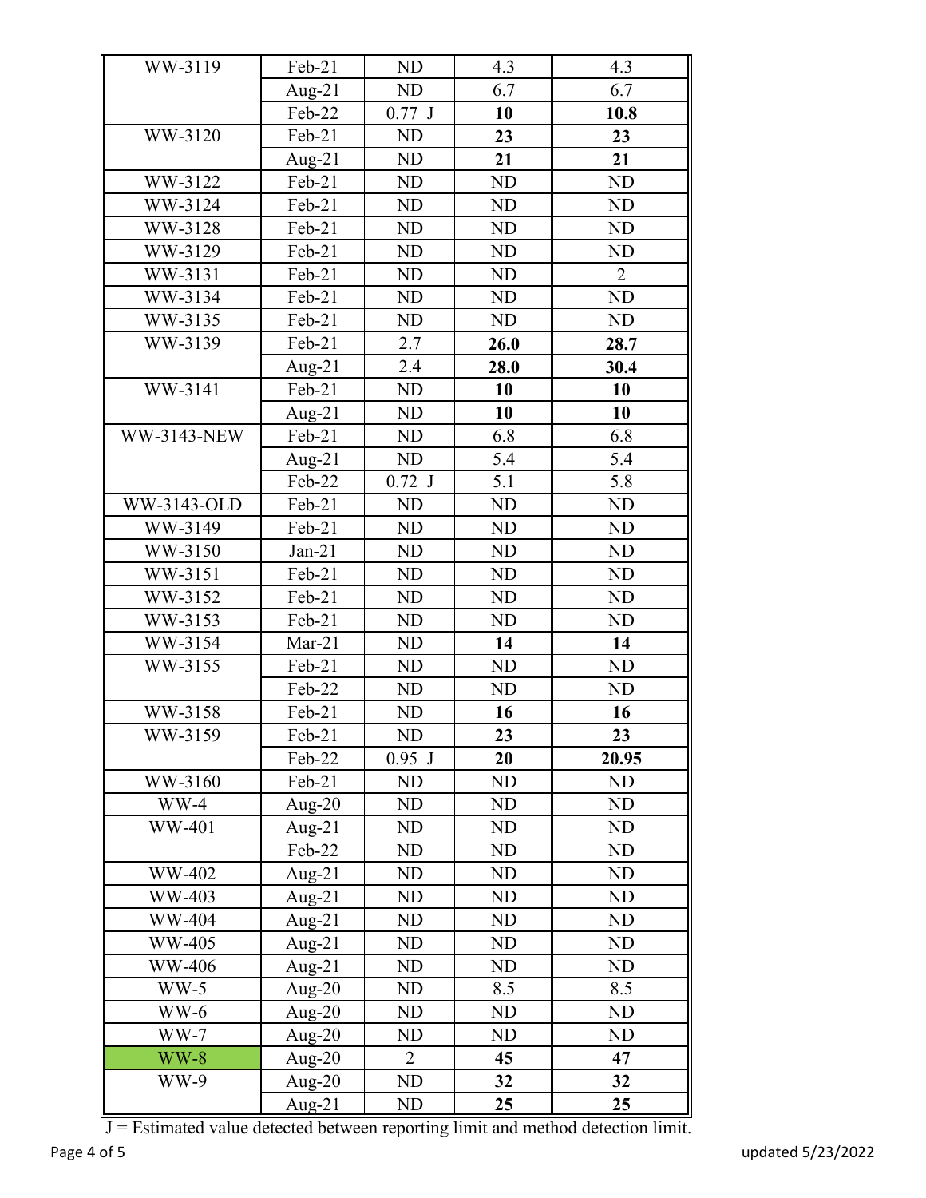| | | | | |
|---|---|---|---|---|
| WW-3119 | Feb-21 | ND | 4.3 | 4.3 |
| | Aug-21 | ND | 6.7 | 6.7 |
| | Feb-22 | 0.77 J | **10** | **10.8** |
| WW-3120 | Feb-21 | ND | **23** | **23** |
| | Aug-21 | ND | **21** | **21** |
| WW-3122 | Feb-21 | ND | ND | ND |
| WW-3124 | Feb-21 | ND | ND | ND |
| WW-3128 | Feb-21 | ND | ND | ND |
| WW-3129 | Feb-21 | ND | ND | ND |
| WW-3131 | Feb-21 | ND | ND | 2 |
| WW-3134 | Feb-21 | ND | ND | ND |
| WW-3135 | Feb-21 | ND | ND | ND |
| WW-3139 | Feb-21 | 2.7 | **26.0** | **28.7** |
| | Aug-21 | 2.4 | **28.0** | **30.4** |
| WW-3141 | Feb-21 | ND | **10** | **10** |
| | Aug-21 | ND | **10** | **10** |
| WW-3143-NEW | Feb-21 | ND | 6.8 | 6.8 |
| | Aug-21 | ND | 5.4 | 5.4 |
| | Feb-22 | 0.72 J | 5.1 | 5.8 |
| WW-3143-OLD | Feb-21 | ND | ND | ND |
| WW-3149 | Feb-21 | ND | ND | ND |
| WW-3150 | Jan-21 | ND | ND | ND |
| WW-3151 | Feb-21 | ND | ND | ND |
| WW-3152 | Feb-21 | ND | ND | ND |
| WW-3153 | Feb-21 | ND | ND | ND |
| WW-3154 | Mar-21 | ND | **14** | **14** |
| WW-3155 | Feb-21 | ND | ND | ND |
| | Feb-22 | ND | ND | ND |
| WW-3158 | Feb-21 | ND | **16** | **16** |
| WW-3159 | Feb-21 | ND | **23** | **23** |
| | Feb-22 | 0.95 J | **20** | **20.95** |
| WW-3160 | Feb-21 | ND | ND | ND |
| WW-4 | Aug-20 | ND | ND | ND |
| WW-401 | Aug-21 | ND | ND | ND |
| | Feb-22 | ND | ND | ND |
| WW-402 | Aug-21 | ND | ND | ND |
| WW-403 | Aug-21 | ND | ND | ND |
| WW-404 | Aug-21 | ND | ND | ND |
| WW-405 | Aug-21 | ND | ND | ND |
| WW-406 | Aug-21 | ND | ND | ND |
| WW-5 | Aug-20 | ND | 8.5 | 8.5 |
| WW-6 | Aug-20 | ND | ND | ND |
| WW-7 | Aug-20 | ND | ND | ND |
| WW-8 | Aug-20 | 2 | **45** | **47** |
| WW-9 | Aug-20 | ND | **32** | **32** |
| | Aug-21 | ND | **25** | **25** |

J = Estimated value detected between reporting limit and method detection limit.

updated 5/23/2022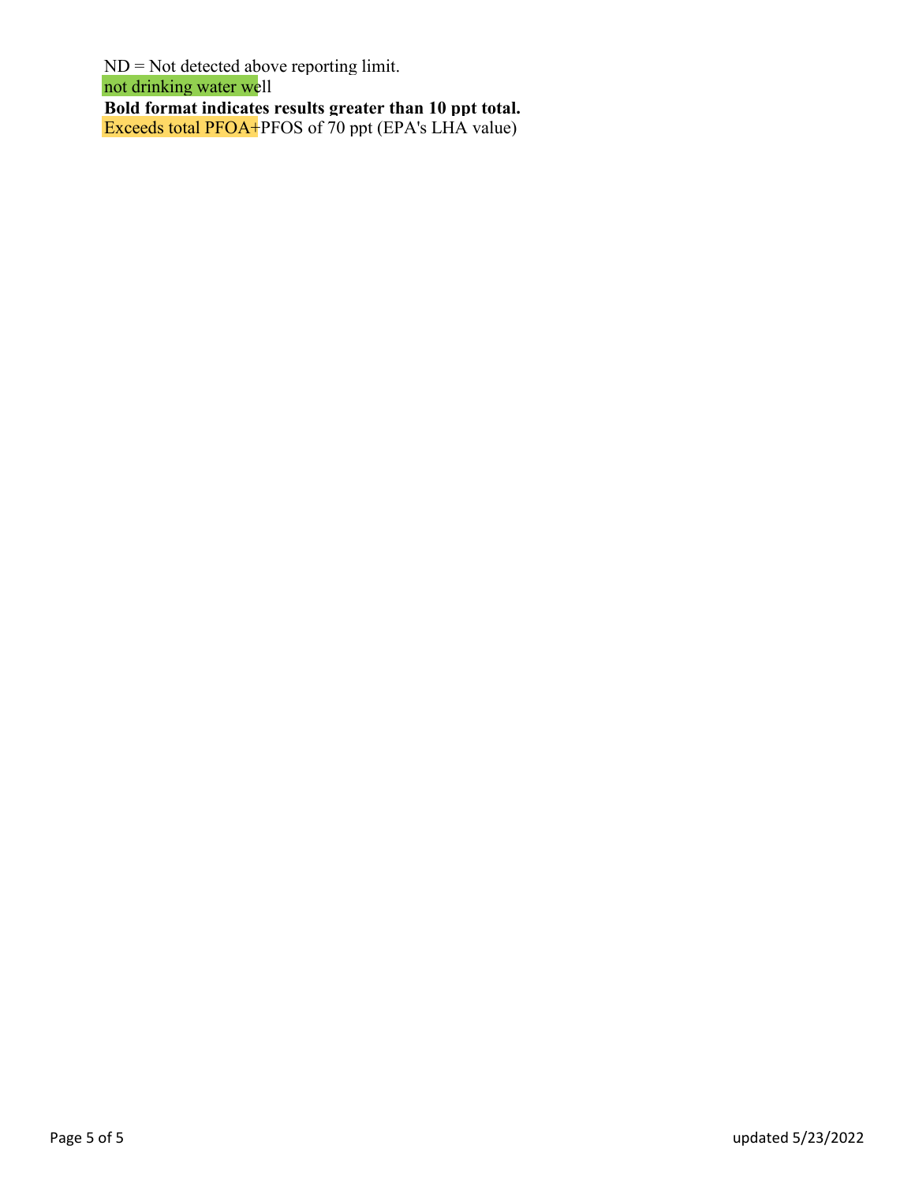ND = Not detected above reporting limit.

not drinking water well

**Bold format indicates results greater than 10 ppt total.**

Exceeds total PFOA+PFOS of 70 ppt (EPA's LHA value)